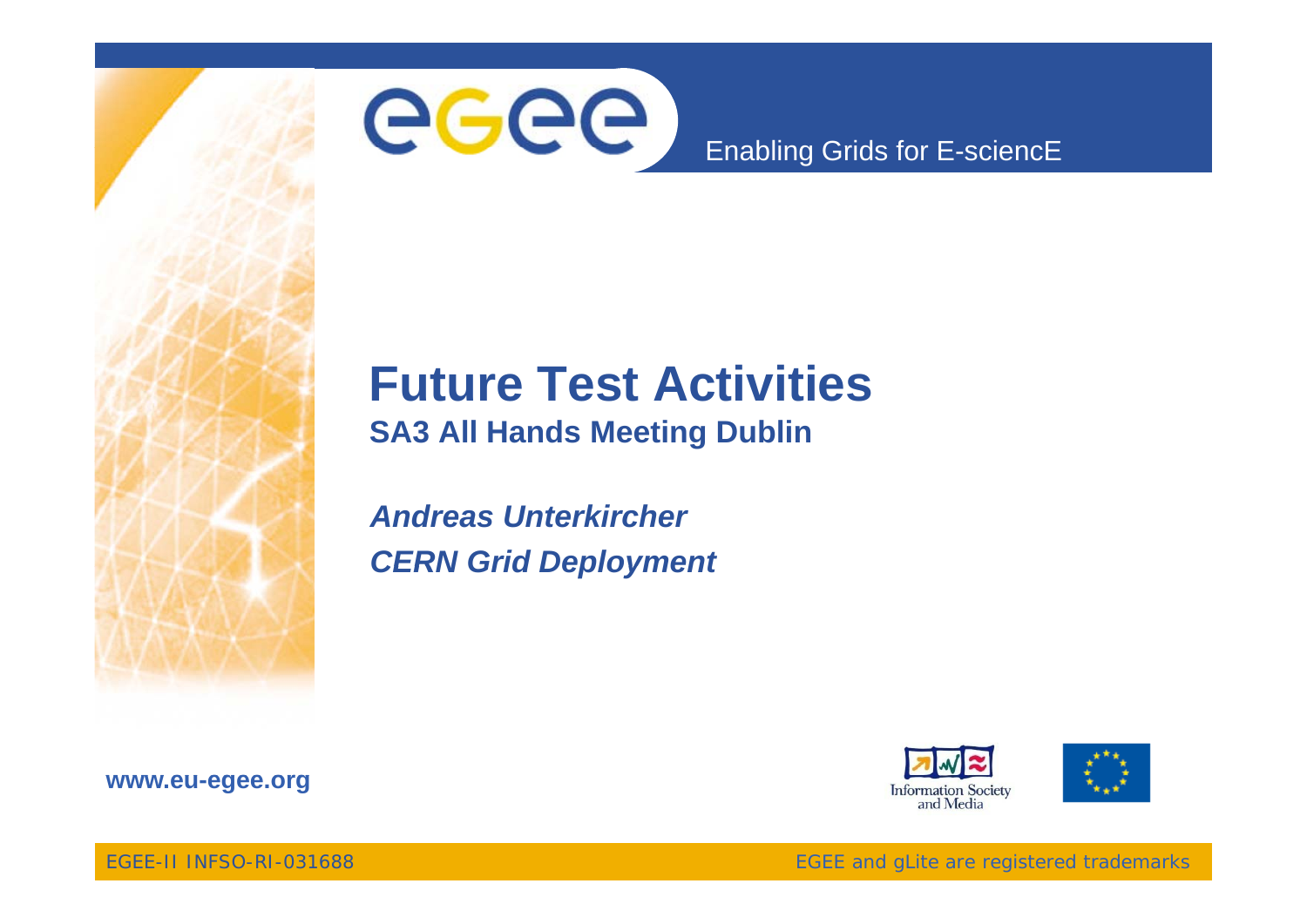# Future Test Activities

**SA3 All Hands Meeting Dublin**

***Andreas Unterkircher***

***CERN Grid Deployment***

www.eu-egee.org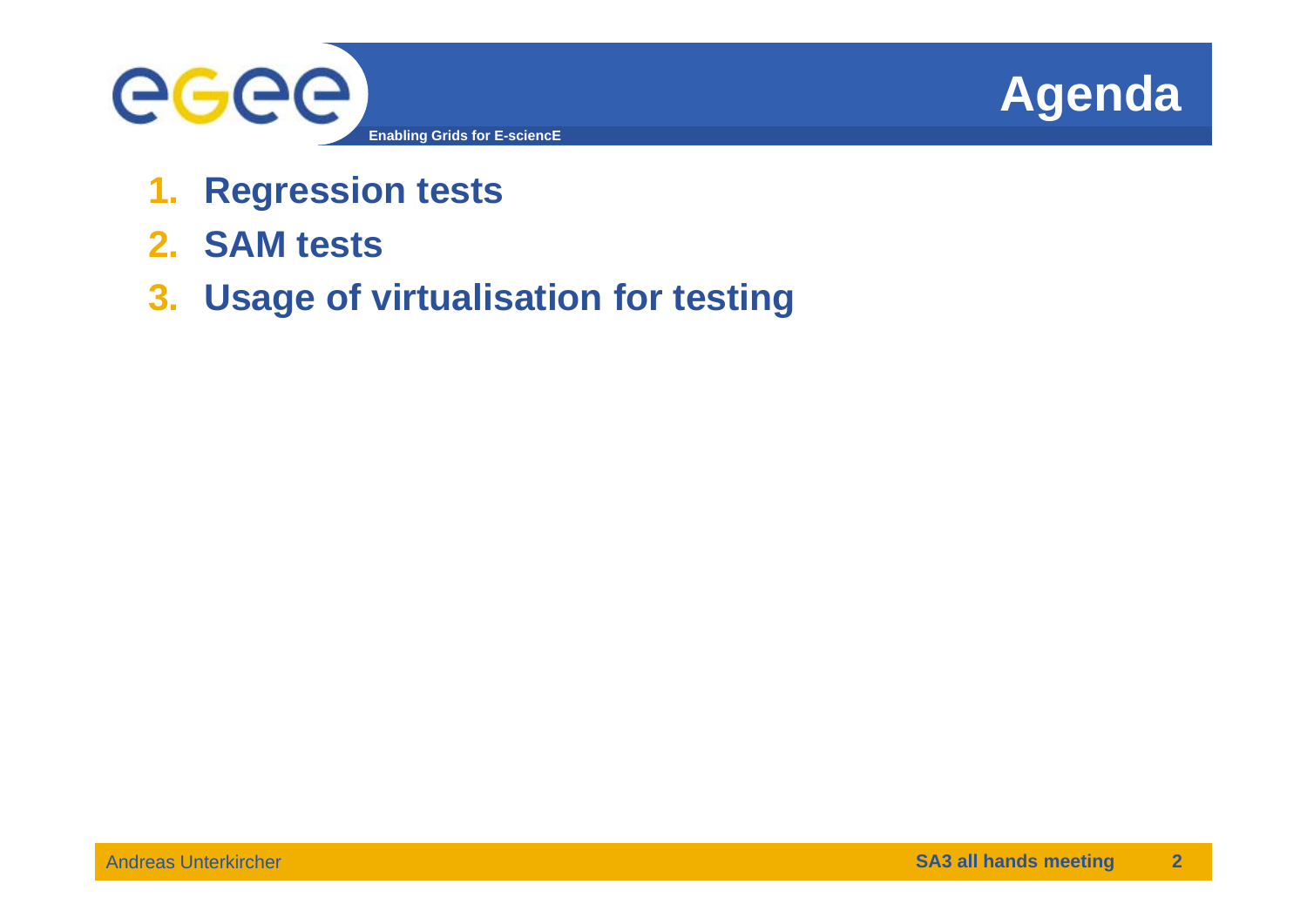# Agenda

1. **Regression tests**
2. **SAM tests**
3. **Usage of virtualisation for testing**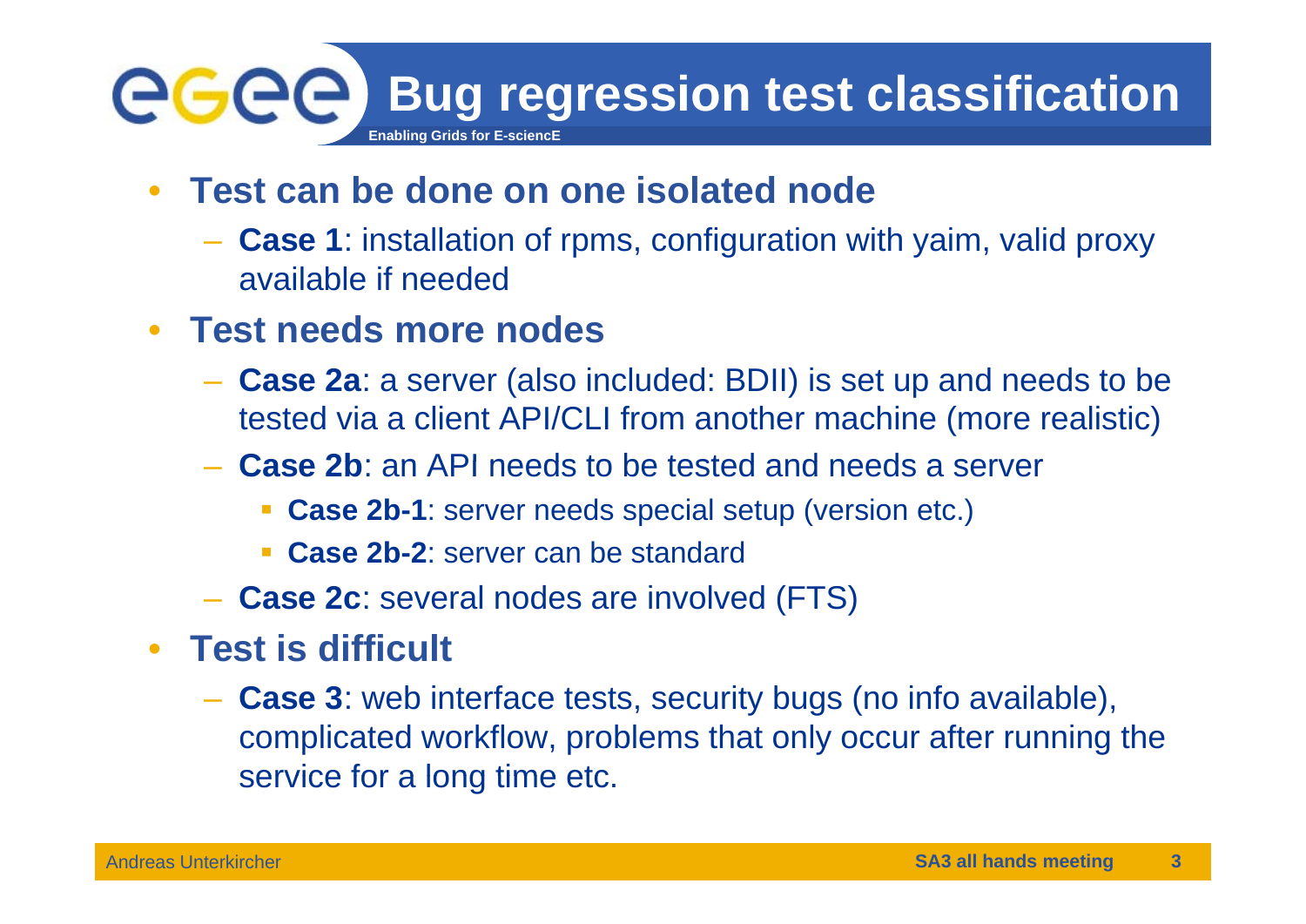# Bug regression test classification

- **Test can be done on one isolated node**
  - **Case 1**: installation of rpms, configuration with yaim, valid proxy available if needed
- **Test needs more nodes**
  - **Case 2a**: a server (also included: BDII) is set up and needs to be tested via a client API/CLI from another machine (more realistic)
  - **Case 2b**: an API needs to be tested and needs a server
    - **Case 2b-1**: server needs special setup (version etc.)
    - **Case 2b-2**: server can be standard
  - **Case 2c**: several nodes are involved (FTS)
- **Test is difficult**
  - **Case 3**: web interface tests, security bugs (no info available), complicated workflow, problems that only occur after running the service for a long time etc.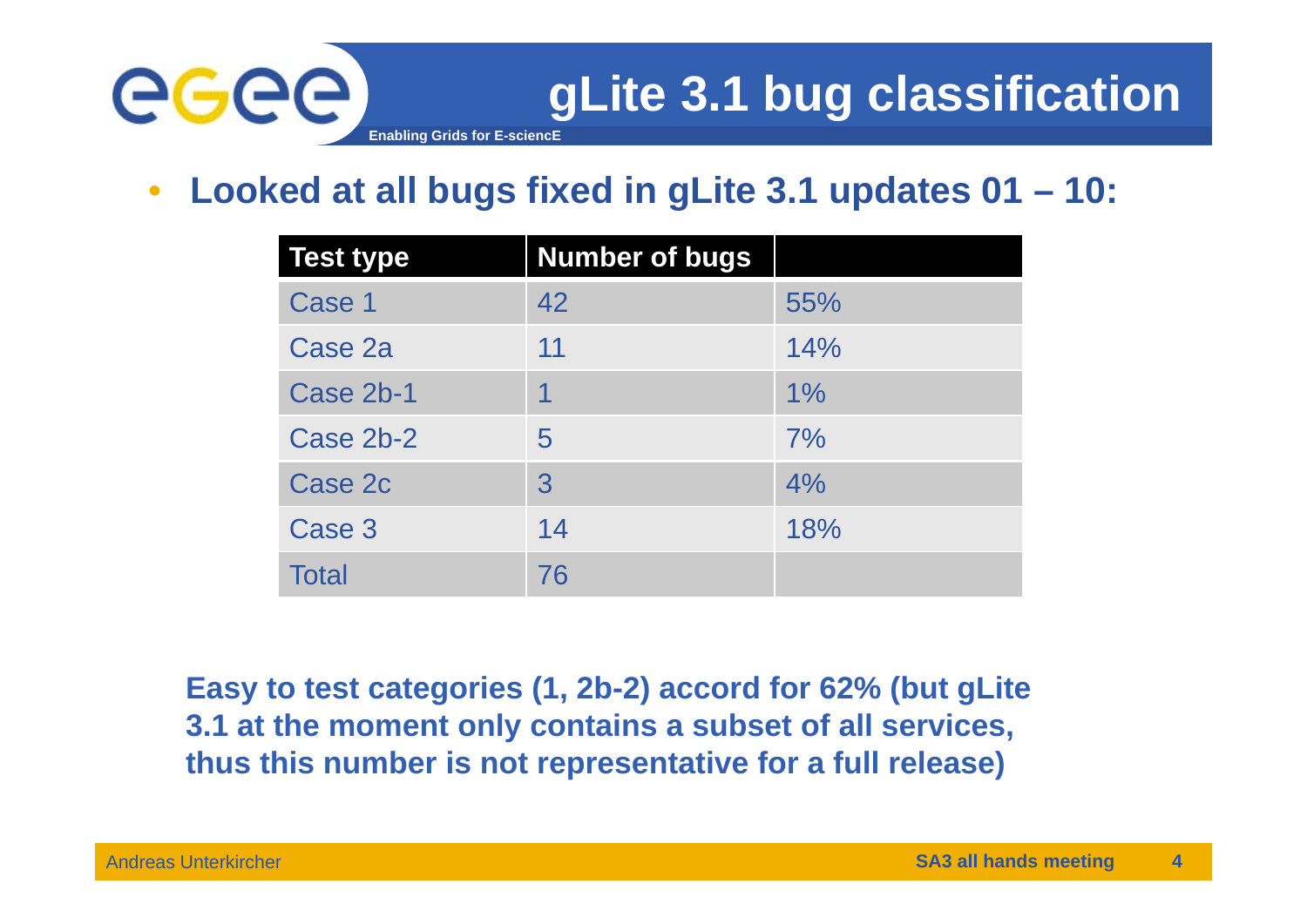# gLite 3.1 bug classification

- **Looked at all bugs fixed in gLite 3.1 updates 01 – 10:**

| Test type | Number of bugs | |
|---|---|---|
| Case 1 | 42 | 55% |
| Case 2a | 11 | 14% |
| Case 2b-1 | 1 | 1% |
| Case 2b-2 | 5 | 7% |
| Case 2c | 3 | 4% |
| Case 3 | 14 | 18% |
| Total | 76 | |

**Easy to test categories (1, 2b-2) accord for 62% (but gLite 3.1 at the moment only contains a subset of all services, thus this number is not representative for a full release)**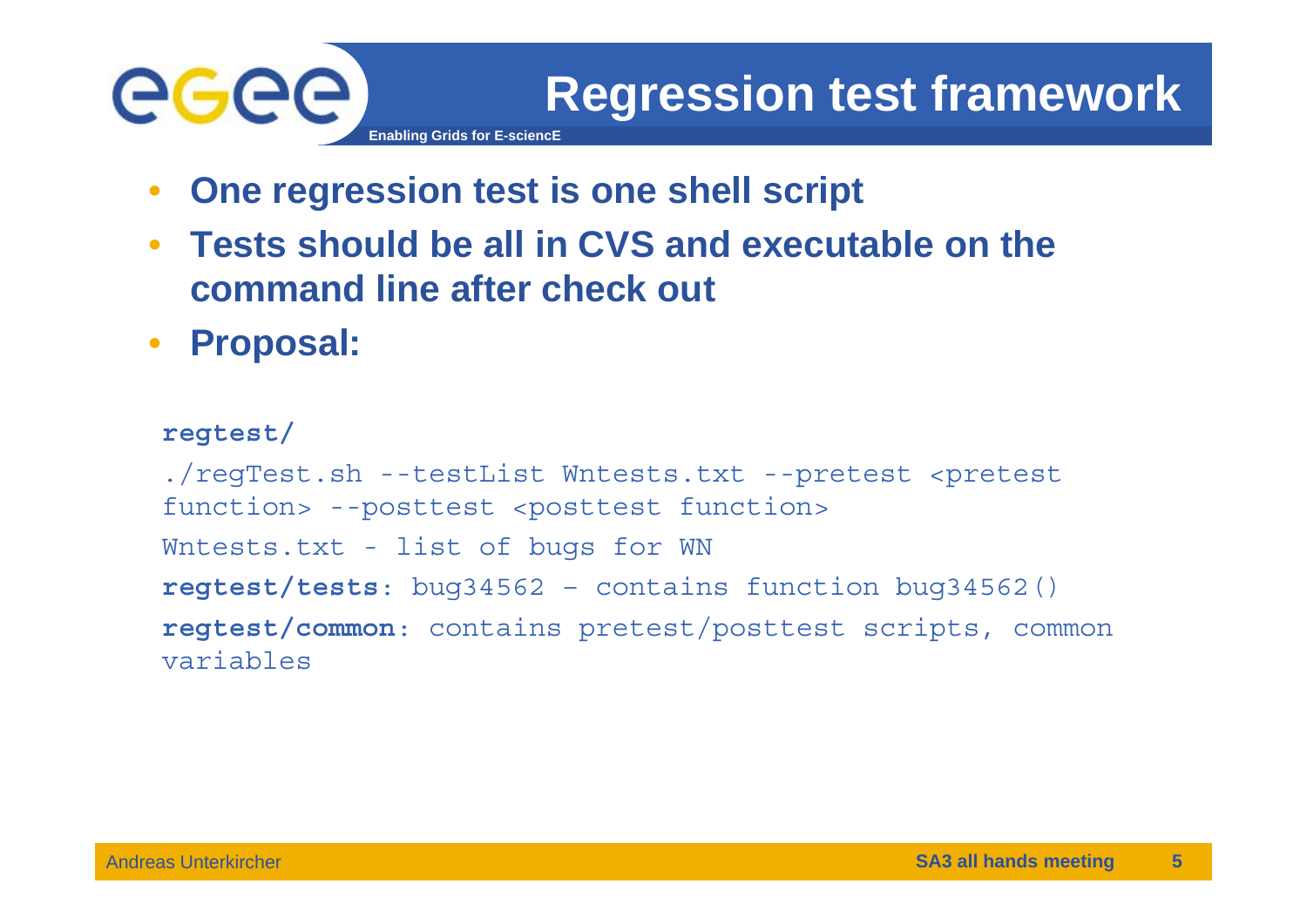# Regression test framework

- **One regression test is one shell script**
- **Tests should be all in CVS and executable on the command line after check out**
- **Proposal:**

**regtest/**

```
./regTest.sh --testList Wntests.txt --pretest <pretest function> --posttest <posttest function>
```

Wntests.txt - list of bugs for WN

**regtest/tests**: bug34562 – contains function bug34562()

**regtest/common**: contains pretest/posttest scripts, common variables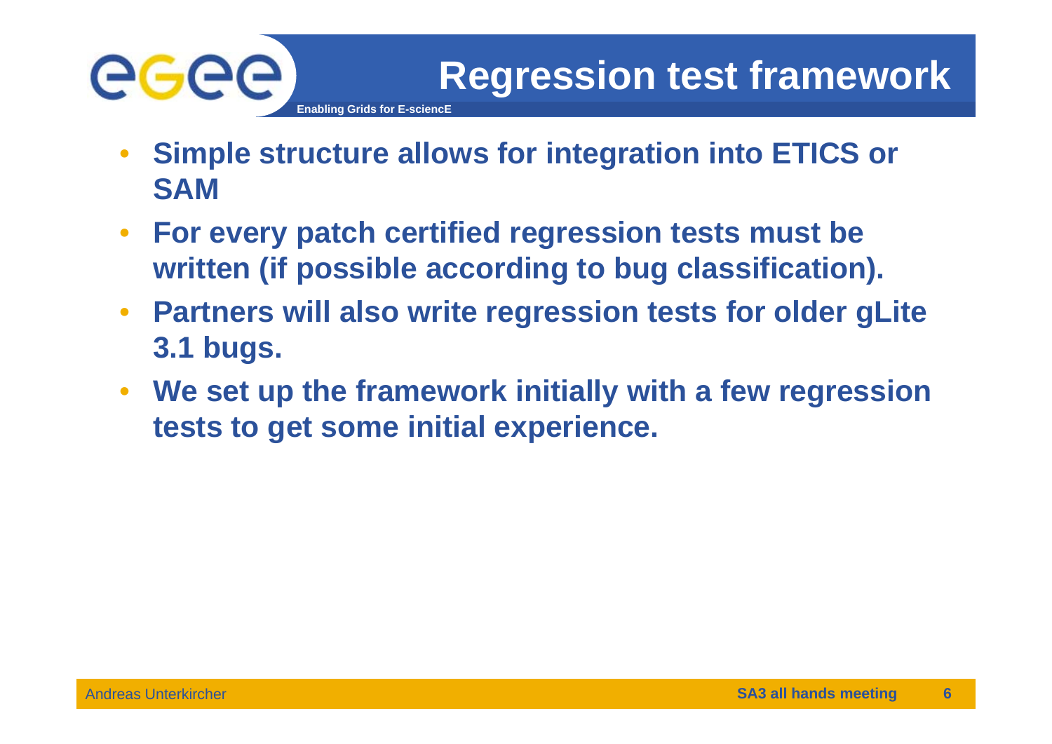# Regression test framework

- **Simple structure allows for integration into ETICS or SAM**
- **For every patch certified regression tests must be written (if possible according to bug classification).**
- **Partners will also write regression tests for older gLite 3.1 bugs.**
- **We set up the framework initially with a few regression tests to get some initial experience.**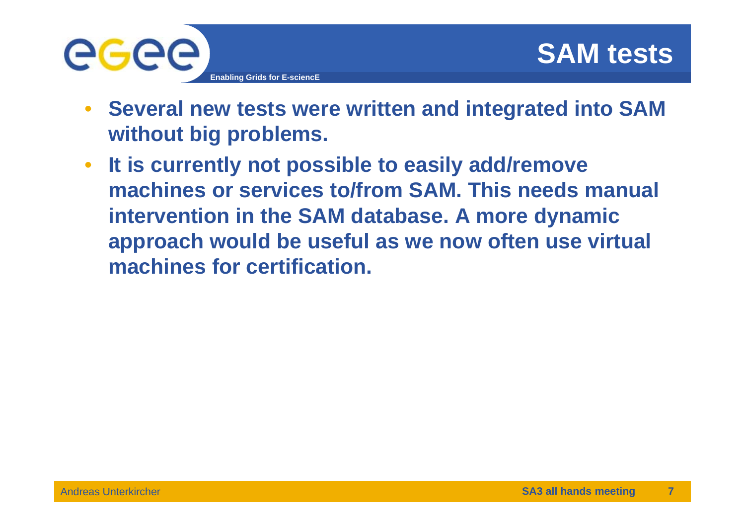# SAM tests

- **Several new tests were written and integrated into SAM without big problems.**
- **It is currently not possible to easily add/remove machines or services to/from SAM. This needs manual intervention in the SAM database. A more dynamic approach would be useful as we now often use virtual machines for certification.**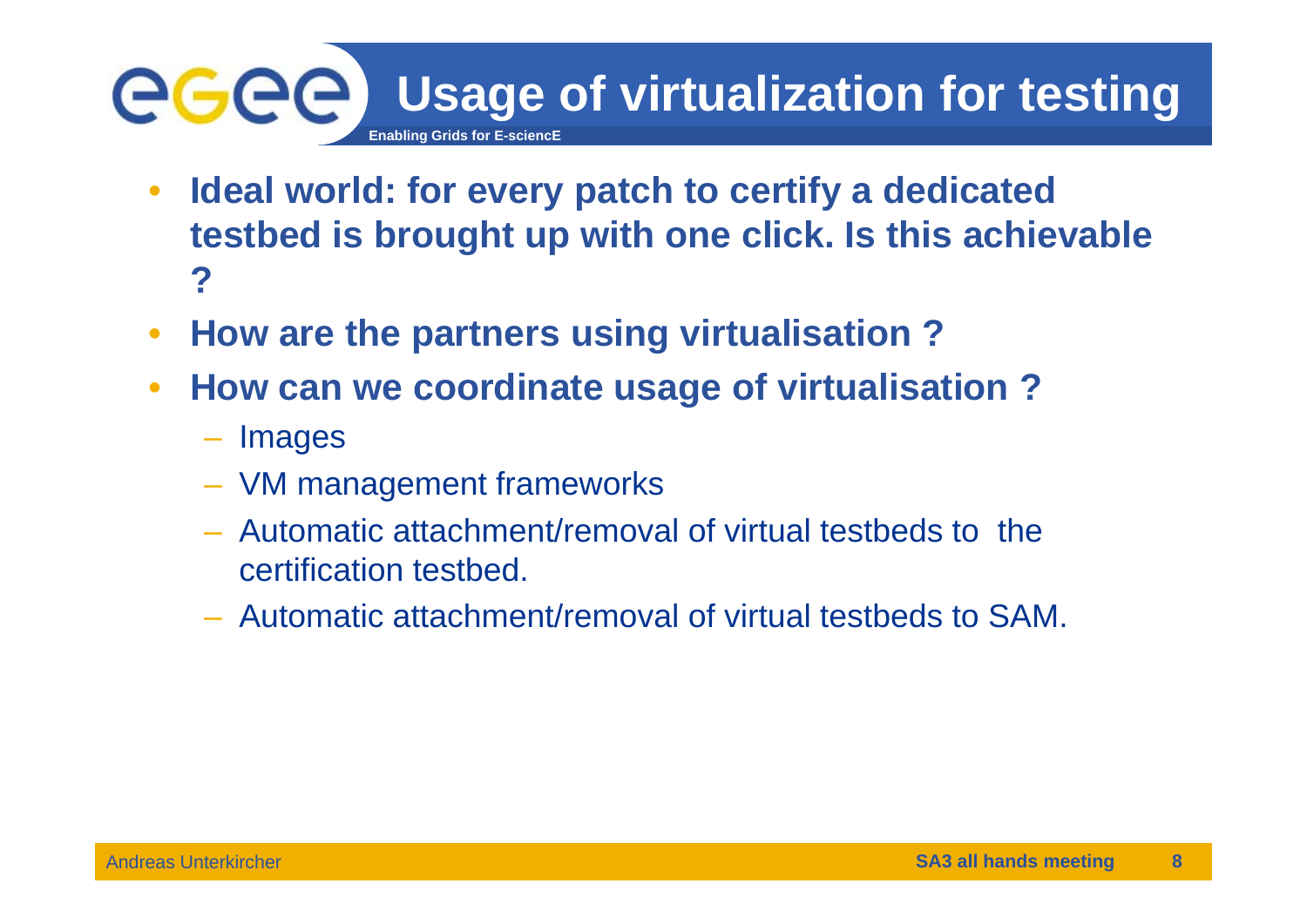# Usage of virtualization for testing

- **Ideal world: for every patch to certify a dedicated testbed is brought up with one click. Is this achievable ?**
- **How are the partners using virtualisation ?**
- **How can we coordinate usage of virtualisation ?**
  - Images
  - VM management frameworks
  - Automatic attachment/removal of virtual testbeds to the certification testbed.
  - Automatic attachment/removal of virtual testbeds to SAM.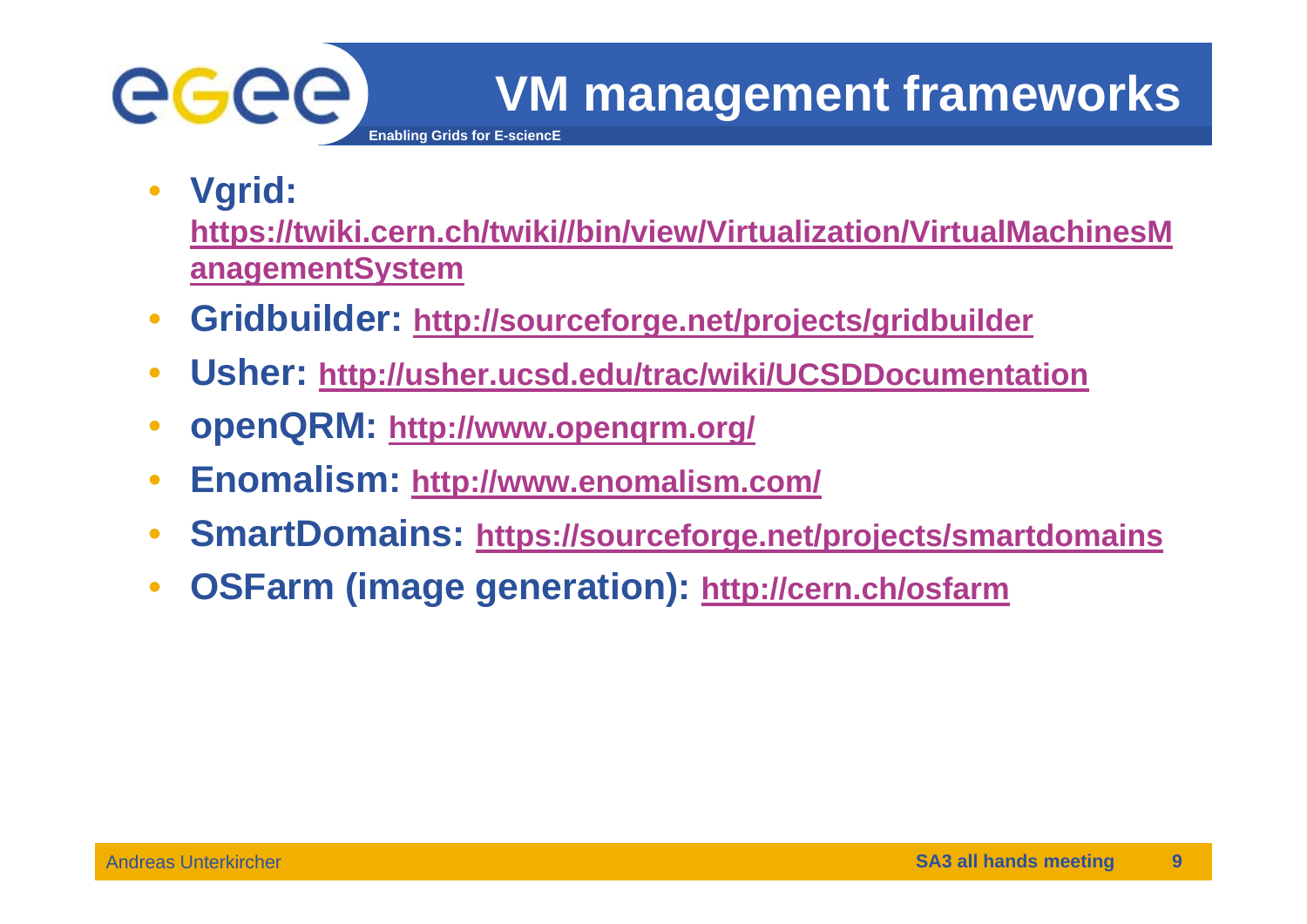# VM management frameworks

- **Vgrid:** https://twiki.cern.ch/twiki//bin/view/Virtualization/VirtualMachinesManagementSystem
- **Gridbuilder:** http://sourceforge.net/projects/gridbuilder
- **Usher:** http://usher.ucsd.edu/trac/wiki/UCSDDocumentation
- **openQRM:** http://www.openqrm.org/
- **Enomalism:** http://www.enomalism.com/
- **SmartDomains:** https://sourceforge.net/projects/smartdomains
- **OSFarm (image generation):** http://cern.ch/osfarm